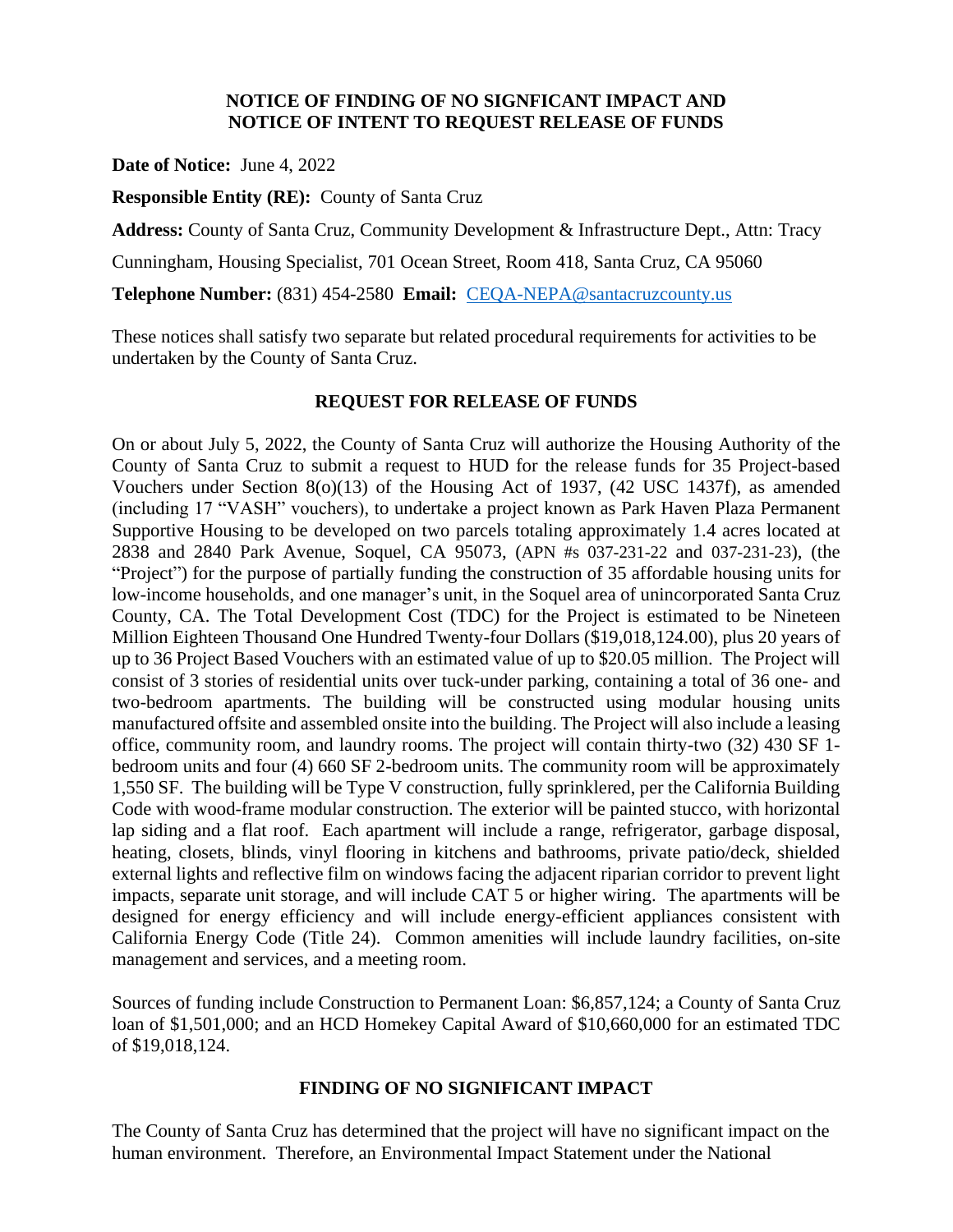**NOTICE OF FINDING OF NO SIGNFICANT IMPACT AND NOTICE OF INTENT TO REQUEST RELEASE OF FUNDS**

**Date of Notice:** June 4, 2022

**Responsible Entity (RE):** County of Santa Cruz

**Address:** County of Santa Cruz, Community Development & Infrastructure Dept., Attn: Tracy Cunningham, Housing Specialist, 701 Ocean Street, Room 418, Santa Cruz, CA 95060

**Telephone Number:** (831) 454-2580 **Email:** CEQA-NEPA@santacruzcounty.us

These notices shall satisfy two separate but related procedural requirements for activities to be undertaken by the County of Santa Cruz.

## REQUEST FOR RELEASE OF FUNDS

On or about July 5, 2022, the County of Santa Cruz will authorize the Housing Authority of the County of Santa Cruz to submit a request to HUD for the release funds for 35 Project-based Vouchers under Section 8(o)(13) of the Housing Act of 1937, (42 USC 1437f), as amended (including 17 "VASH" vouchers), to undertake a project known as Park Haven Plaza Permanent Supportive Housing to be developed on two parcels totaling approximately 1.4 acres located at 2838 and 2840 Park Avenue, Soquel, CA 95073, (APN #s 037-231-22 and 037-231-23), (the "Project") for the purpose of partially funding the construction of 35 affordable housing units for low-income households, and one manager's unit, in the Soquel area of unincorporated Santa Cruz County, CA. The Total Development Cost (TDC) for the Project is estimated to be Nineteen Million Eighteen Thousand One Hundred Twenty-four Dollars ($19,018,124.00), plus 20 years of up to 36 Project Based Vouchers with an estimated value of up to $20.05 million. The Project will consist of 3 stories of residential units over tuck-under parking, containing a total of 36 one- and two-bedroom apartments. The building will be constructed using modular housing units manufactured offsite and assembled onsite into the building. The Project will also include a leasing office, community room, and laundry rooms. The project will contain thirty-two (32) 430 SF 1-bedroom units and four (4) 660 SF 2-bedroom units. The community room will be approximately 1,550 SF. The building will be Type V construction, fully sprinklered, per the California Building Code with wood-frame modular construction. The exterior will be painted stucco, with horizontal lap siding and a flat roof. Each apartment will include a range, refrigerator, garbage disposal, heating, closets, blinds, vinyl flooring in kitchens and bathrooms, private patio/deck, shielded external lights and reflective film on windows facing the adjacent riparian corridor to prevent light impacts, separate unit storage, and will include CAT 5 or higher wiring. The apartments will be designed for energy efficiency and will include energy-efficient appliances consistent with California Energy Code (Title 24). Common amenities will include laundry facilities, on-site management and services, and a meeting room.

Sources of funding include Construction to Permanent Loan: $6,857,124; a County of Santa Cruz loan of $1,501,000; and an HCD Homekey Capital Award of $10,660,000 for an estimated TDC of $19,018,124.

## FINDING OF NO SIGNIFICANT IMPACT

The County of Santa Cruz has determined that the project will have no significant impact on the human environment. Therefore, an Environmental Impact Statement under the National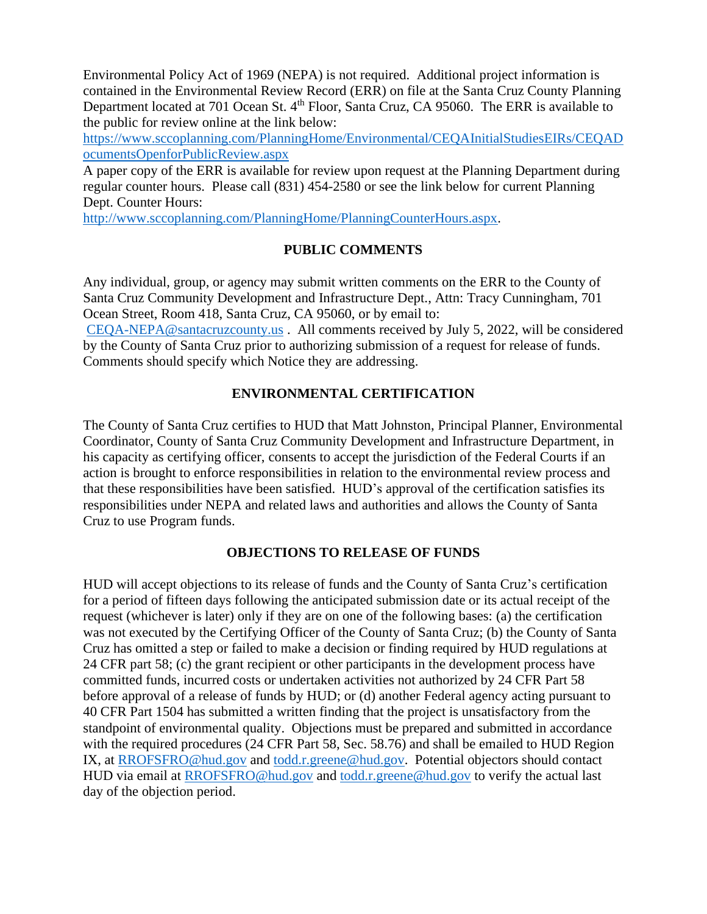Environmental Policy Act of 1969 (NEPA) is not required. Additional project information is contained in the Environmental Review Record (ERR) on file at the Santa Cruz County Planning Department located at 701 Ocean St. 4th Floor, Santa Cruz, CA 95060. The ERR is available to the public for review online at the link below:
https://www.sccoplanning.com/PlanningHome/Environmental/CEQAInitialStudiesEIRs/CEQADocumentsOpenforPublicReview.aspx
A paper copy of the ERR is available for review upon request at the Planning Department during regular counter hours. Please call (831) 454-2580 or see the link below for current Planning Dept. Counter Hours:
http://www.sccoplanning.com/PlanningHome/PlanningCounterHours.aspx.

## PUBLIC COMMENTS

Any individual, group, or agency may submit written comments on the ERR to the County of Santa Cruz Community Development and Infrastructure Dept., Attn: Tracy Cunningham, 701 Ocean Street, Room 418, Santa Cruz, CA 95060, or by email to: CEQA-NEPA@santacruzcounty.us . All comments received by July 5, 2022, will be considered by the County of Santa Cruz prior to authorizing submission of a request for release of funds. Comments should specify which Notice they are addressing.

## ENVIRONMENTAL CERTIFICATION

The County of Santa Cruz certifies to HUD that Matt Johnston, Principal Planner, Environmental Coordinator, County of Santa Cruz Community Development and Infrastructure Department, in his capacity as certifying officer, consents to accept the jurisdiction of the Federal Courts if an action is brought to enforce responsibilities in relation to the environmental review process and that these responsibilities have been satisfied. HUD's approval of the certification satisfies its responsibilities under NEPA and related laws and authorities and allows the County of Santa Cruz to use Program funds.

## OBJECTIONS TO RELEASE OF FUNDS

HUD will accept objections to its release of funds and the County of Santa Cruz's certification for a period of fifteen days following the anticipated submission date or its actual receipt of the request (whichever is later) only if they are on one of the following bases: (a) the certification was not executed by the Certifying Officer of the County of Santa Cruz; (b) the County of Santa Cruz has omitted a step or failed to make a decision or finding required by HUD regulations at 24 CFR part 58; (c) the grant recipient or other participants in the development process have committed funds, incurred costs or undertaken activities not authorized by 24 CFR Part 58 before approval of a release of funds by HUD; or (d) another Federal agency acting pursuant to 40 CFR Part 1504 has submitted a written finding that the project is unsatisfactory from the standpoint of environmental quality. Objections must be prepared and submitted in accordance with the required procedures (24 CFR Part 58, Sec. 58.76) and shall be emailed to HUD Region IX, at RROFSFRO@hud.gov and todd.r.greene@hud.gov. Potential objectors should contact HUD via email at RROFSFRO@hud.gov and todd.r.greene@hud.gov to verify the actual last day of the objection period.